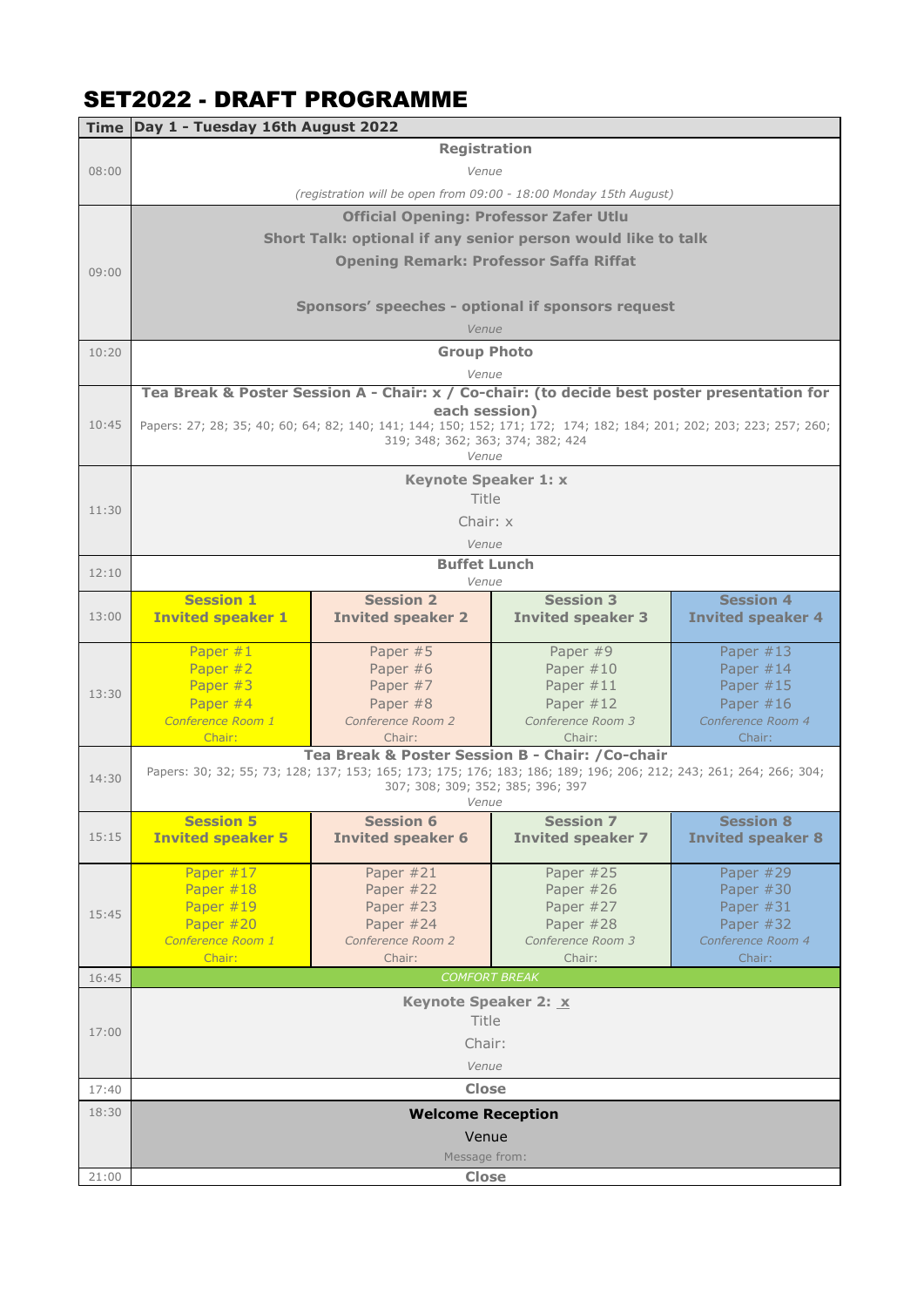# SET2022 - DRAFT PROGRAMME

| Time | Day 1 - Tuesday 16th August 2022 | | | |
|---|---|---|---|---|
| 08:00 | **Registration**<br>*Venue*<br>*(registration will be open from 09:00 - 18:00 Monday 15th August)* | | | |
| 09:00 | **Official Opening: Professor Zafer Utlu**<br>**Short Talk: optional if any senior person would like to talk**<br>**Opening Remark: Professor Saffa Riffat**<br><br>**Sponsors' speeches - optional if sponsors request**<br>*Venue* | | | |
| 10:20 | **Group Photo**<br>*Venue* | | | |
| 10:45 | **Tea Break & Poster Session A - Chair: x / Co-chair: (to decide best poster presentation for each session)**<br>Papers: 27; 28; 35; 40; 60; 64; 82; 140; 141; 144; 150; 152; 171; 172; 174; 182; 184; 201; 202; 203; 223; 257; 260; 319; 348; 362; 363; 374; 382; 424<br>*Venue* | | | |
| 11:30 | **Keynote Speaker 1: x**<br>Title<br>Chair: x<br>*Venue* | | | |
| 12:10 | **Buffet Lunch**<br>*Venue* | | | |
| 13:00 | **Session 1**<br>**Invited speaker 1** | **Session 2**<br>**Invited speaker 2** | **Session 3**<br>**Invited speaker 3** | **Session 4**<br>**Invited speaker 4** |
| 13:30 | Paper #1<br>Paper #2<br>Paper #3<br>Paper #4<br>*Conference Room 1*<br>Chair: | Paper #5<br>Paper #6<br>Paper #7<br>Paper #8<br>*Conference Room 2*<br>Chair: | Paper #9<br>Paper #10<br>Paper #11<br>Paper #12<br>*Conference Room 3*<br>Chair: | Paper #13<br>Paper #14<br>Paper #15<br>Paper #16<br>*Conference Room 4*<br>Chair: |
| 14:30 | **Tea Break & Poster Session B - Chair: /Co-chair**<br>Papers: 30; 32; 55; 73; 128; 137; 153; 165; 173; 175; 176; 183; 186; 189; 196; 206; 212; 243; 261; 264; 266; 304; 307; 308; 309; 352; 385; 396; 397<br>*Venue* | | | |
| 15:15 | **Session 5**<br>**Invited speaker 5** | **Session 6**<br>**Invited speaker 6** | **Session 7**<br>**Invited speaker 7** | **Session 8**<br>**Invited speaker 8** |
| 15:45 | Paper #17<br>Paper #18<br>Paper #19<br>Paper #20<br>*Conference Room 1*<br>Chair: | Paper #21<br>Paper #22<br>Paper #23<br>Paper #24<br>*Conference Room 2*<br>Chair: | Paper #25<br>Paper #26<br>Paper #27<br>Paper #28<br>*Conference Room 3*<br>Chair: | Paper #29<br>Paper #30<br>Paper #31<br>Paper #32<br>*Conference Room 4*<br>Chair: |
| 16:45 | *COMFORT BREAK* | | | |
| 17:00 | **Keynote Speaker 2: x**<br>Title<br>Chair:<br>*Venue* | | | |
| 17:40 | **Close** | | | |
| 18:30 | **Welcome Reception**<br>Venue<br>Message from: | | | |
| 21:00 | **Close** | | | |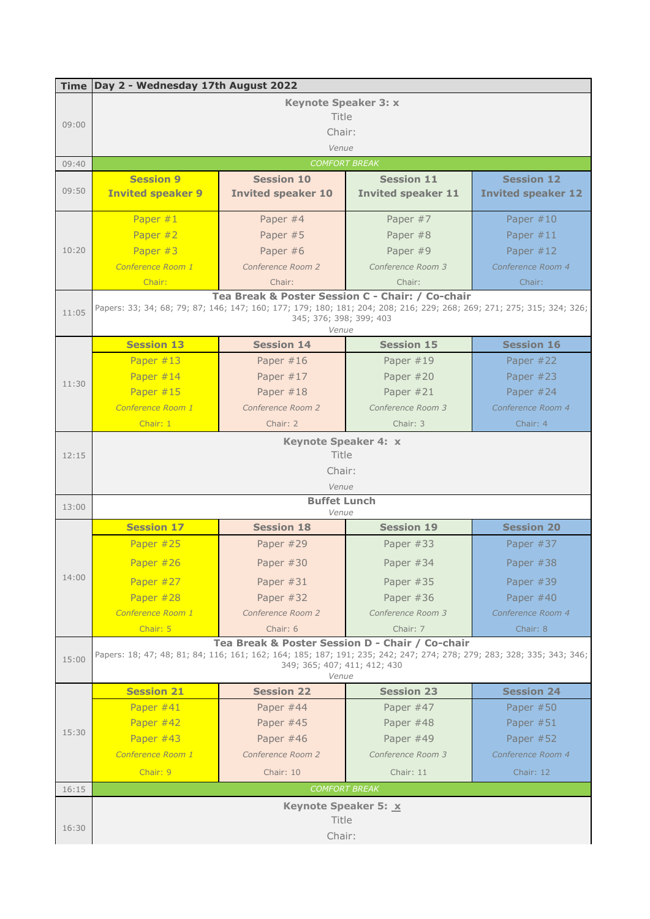| Time | Day 2 - Wednesday 17th August 2022 | | | |
|---|---|---|---|---|
| 09:00 | **Keynote Speaker 3: x**<br>Title<br>Chair:<br>*Venue* | | | |
| 09:40 | *COMFORT BREAK* | | | |
| 09:50 | **Session 9**<br>**Invited speaker 9** | **Session 10**<br>**Invited speaker 10** | **Session 11**<br>**Invited speaker 11** | **Session 12**<br>**Invited speaker 12** |
| 10:20 | Paper #1<br>Paper #2<br>Paper #3<br>*Conference Room 1*<br>Chair: | Paper #4<br>Paper #5<br>Paper #6<br>*Conference Room 2*<br>Chair: | Paper #7<br>Paper #8<br>Paper #9<br>*Conference Room 3*<br>Chair: | Paper #10<br>Paper #11<br>Paper #12<br>*Conference Room 4*<br>Chair: |
| 11:05 | **Tea Break & Poster Session C - Chair: / Co-chair**<br>Papers: 33; 34; 68; 79; 87; 146; 147; 160; 177; 179; 180; 181; 204; 208; 216; 229; 268; 269; 271; 275; 315; 324; 326; 345; 376; 398; 399; 403<br>*Venue* | | | |
| 11:30 | **Session 13**<br>Paper #13<br>Paper #14<br>Paper #15<br>*Conference Room 1*<br>Chair: 1 | **Session 14**<br>Paper #16<br>Paper #17<br>Paper #18<br>*Conference Room 2*<br>Chair: 2 | **Session 15**<br>Paper #19<br>Paper #20<br>Paper #21<br>*Conference Room 3*<br>Chair: 3 | **Session 16**<br>Paper #22<br>Paper #23<br>Paper #24<br>*Conference Room 4*<br>Chair: 4 |
| 12:15 | **Keynote Speaker 4: x**<br>Title<br>Chair:<br>*Venue* | | | |
| 13:00 | **Buffet Lunch**<br>*Venue* | | | |
| 14:00 | **Session 17**<br>Paper #25<br>Paper #26<br>Paper #27<br>Paper #28<br>*Conference Room 1*<br>Chair: 5 | **Session 18**<br>Paper #29<br>Paper #30<br>Paper #31<br>Paper #32<br>*Conference Room 2*<br>Chair: 6 | **Session 19**<br>Paper #33<br>Paper #34<br>Paper #35<br>Paper #36<br>*Conference Room 3*<br>Chair: 7 | **Session 20**<br>Paper #37<br>Paper #38<br>Paper #39<br>Paper #40<br>*Conference Room 4*<br>Chair: 8 |
| 15:00 | **Tea Break & Poster Session D - Chair / Co-chair**<br>Papers: 18; 47; 48; 81; 84; 116; 161; 162; 164; 185; 187; 191; 235; 242; 247; 274; 278; 279; 283; 328; 335; 343; 346; 349; 365; 407; 411; 412; 430<br>*Venue* | | | |
| 15:30 | **Session 21**<br>Paper #41<br>Paper #42<br>Paper #43<br>*Conference Room 1*<br>Chair: 9 | **Session 22**<br>Paper #44<br>Paper #45<br>Paper #46<br>*Conference Room 2*<br>Chair: 10 | **Session 23**<br>Paper #47<br>Paper #48<br>Paper #49<br>*Conference Room 3*<br>Chair: 11 | **Session 24**<br>Paper #50<br>Paper #51<br>Paper #52<br>*Conference Room 4*<br>Chair: 12 |
| 16:15 | *COMFORT BREAK* | | | |
| 16:30 | **Keynote Speaker 5: x**<br>Title<br>Chair: | | | |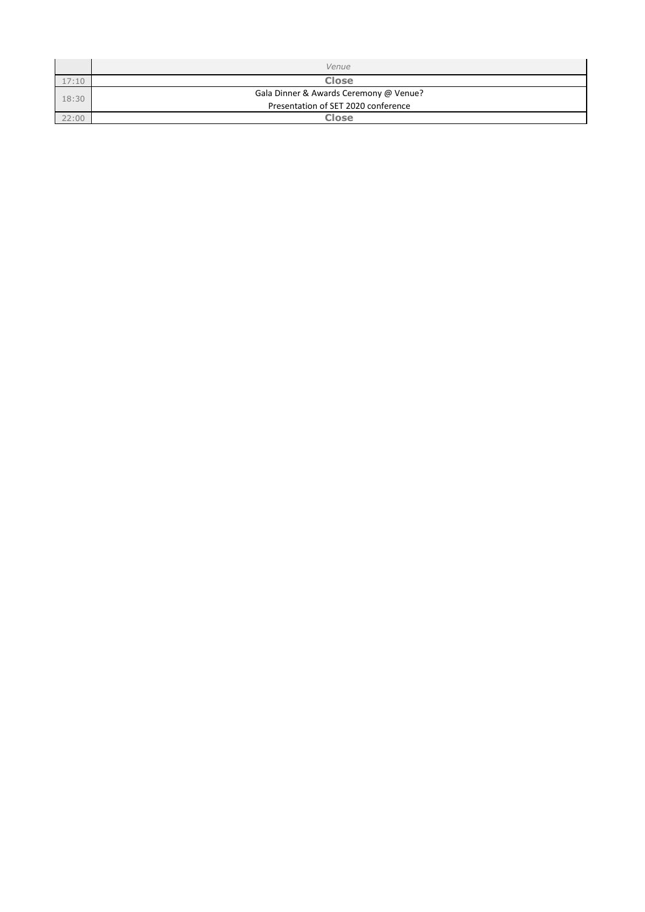| | *Venue* |
| --- | --- |
| 17:10 | **Close** |
| 18:30 | Gala Dinner & Awards Ceremony @ Venue?<br>Presentation of SET 2020 conference |
| 22:00 | **Close** |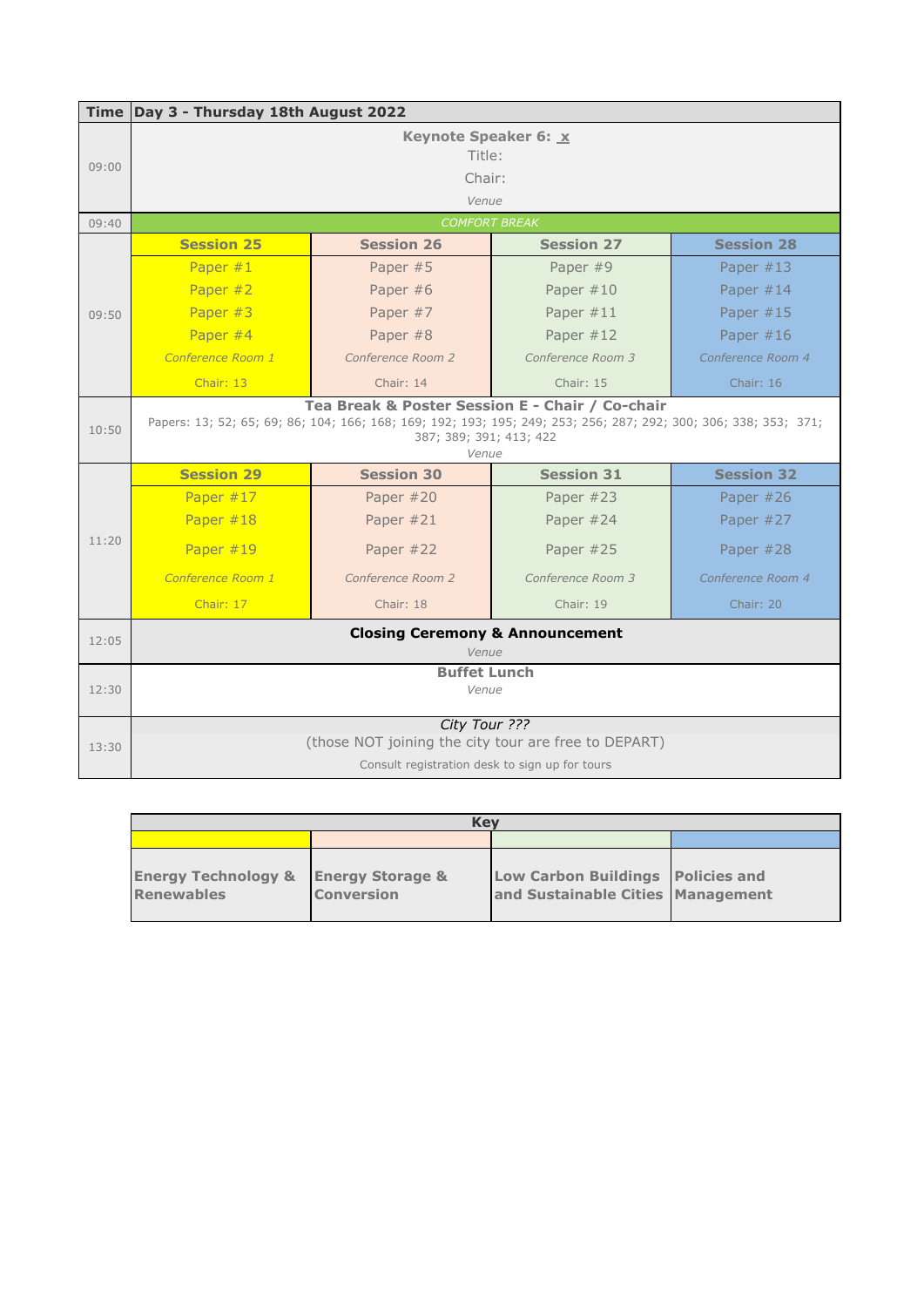| Time | Day 3 - Thursday 18th August 2022 | | | |
|---|---|---|---|---|
| 09:00 | Keynote Speaker 6: x<br>Title:<br>Chair:<br>*Venue* | | | |
| 09:40 | *COMFORT BREAK* | | | |
| 09:50 | **Session 25** | **Session 26** | **Session 27** | **Session 28** |
| | Paper #1 | Paper #5 | Paper #9 | Paper #13 |
| | Paper #2 | Paper #6 | Paper #10 | Paper #14 |
| | Paper #3 | Paper #7 | Paper #11 | Paper #15 |
| | Paper #4 | Paper #8 | Paper #12 | Paper #16 |
| | *Conference Room 1* | *Conference Room 2* | *Conference Room 3* | *Conference Room 4* |
| | Chair: 13 | Chair: 14 | Chair: 15 | Chair: 16 |
| 10:50 | **Tea Break & Poster Session E - Chair / Co-chair**<br>Papers: 13; 52; 65; 69; 86; 104; 166; 168; 169; 192; 193; 195; 249; 253; 256; 287; 292; 300; 306; 338; 353; 371; 387; 389; 391; 413; 422<br>*Venue* | | | |
| 11:20 | **Session 29** | **Session 30** | **Session 31** | **Session 32** |
| | Paper #17 | Paper #20 | Paper #23 | Paper #26 |
| | Paper #18 | Paper #21 | Paper #24 | Paper #27 |
| | Paper #19 | Paper #22 | Paper #25 | Paper #28 |
| | *Conference Room 1* | *Conference Room 2* | *Conference Room 3* | *Conference Room 4* |
| | Chair: 17 | Chair: 18 | Chair: 19 | Chair: 20 |
| 12:05 | **Closing Ceremony & Announcement**<br>*Venue* | | | |
| 12:30 | **Buffet Lunch**<br>*Venue* | | | |
| 13:30 | *City Tour ???*<br>(those NOT joining the city tour are free to DEPART)<br>Consult registration desk to sign up for tours | | | |

| Key | | | |
|---|---|---|---|
| **Energy Technology & Renewables** | **Energy Storage & Conversion** | **Low Carbon Buildings and Sustainable Cities** | **Policies and Management** |